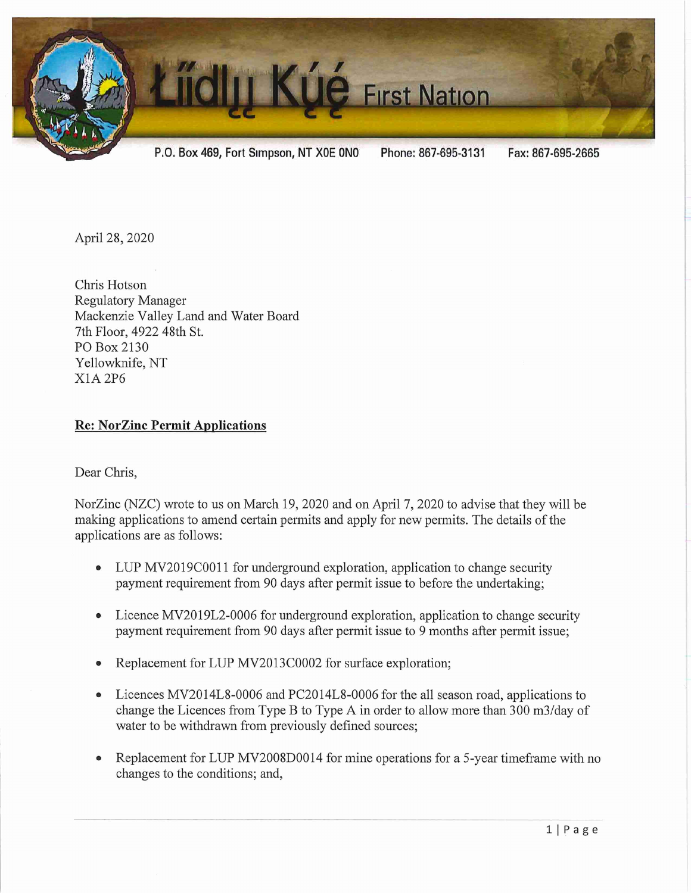# Łíídlı̨ı̨ Kų́ę́ First Nation

P.O. Box 469, Fort Simpson, NT X0E 0N0 Phone: 867-695-3131 Fax: 867-695-2665

April 28, 2020

Chris Hotson
Regulatory Manager
Mackenzie Valley Land and Water Board
7th Floor, 4922 48th St.
PO Box 2130
Yellowknife, NT
X1A 2P6

**Re: NorZinc Permit Applications**

Dear Chris,

NorZinc (NZC) wrote to us on March 19, 2020 and on April 7, 2020 to advise that they will be making applications to amend certain permits and apply for new permits. The details of the applications are as follows:

- LUP MV2019C0011 for underground exploration, application to change security payment requirement from 90 days after permit issue to before the undertaking;
- Licence MV2019L2-0006 for underground exploration, application to change security payment requirement from 90 days after permit issue to 9 months after permit issue;
- Replacement for LUP MV2013C0002 for surface exploration;
- Licences MV2014L8-0006 and PC2014L8-0006 for the all season road, applications to change the Licences from Type B to Type A in order to allow more than 300 m3/day of water to be withdrawn from previously defined sources;
- Replacement for LUP MV2008D0014 for mine operations for a 5-year timeframe with no changes to the conditions; and,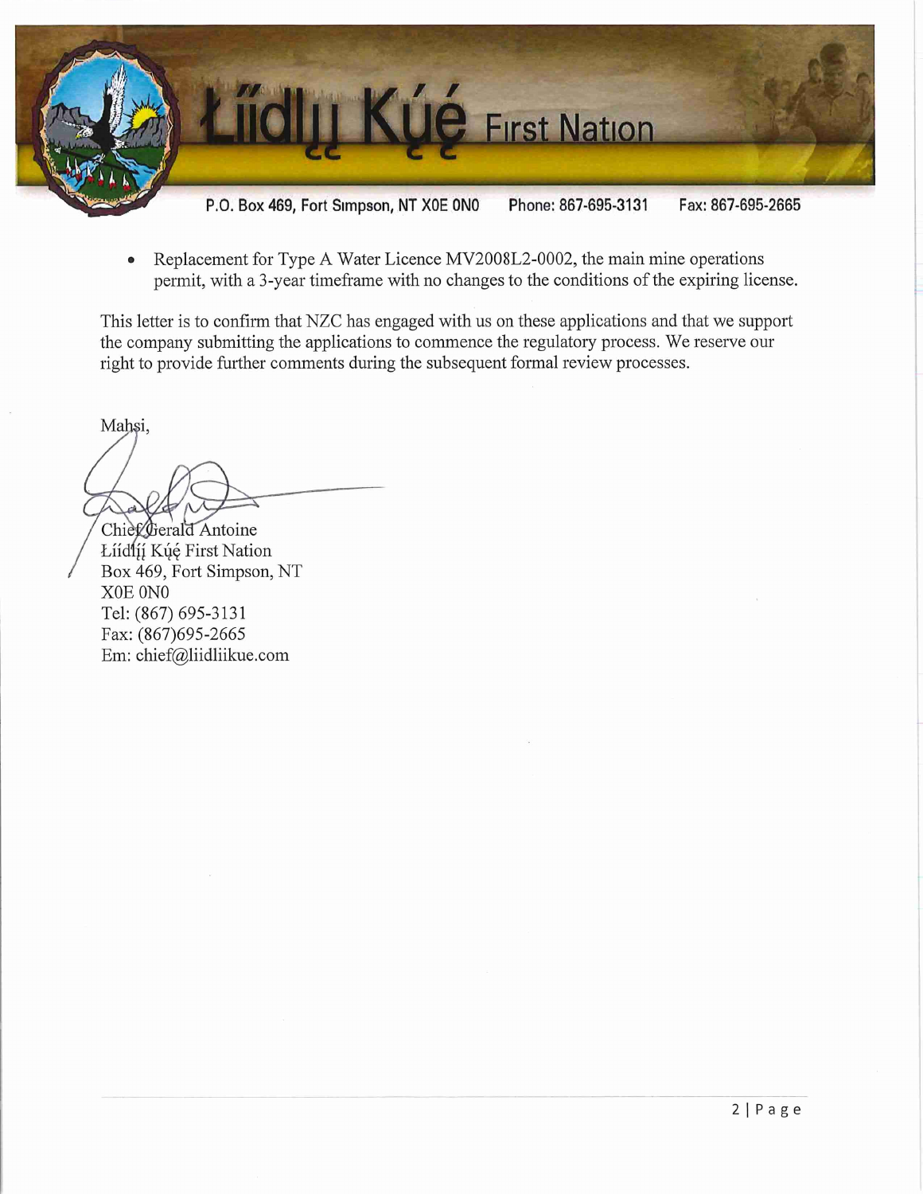- Replacement for Type A Water Licence MV2008L2-0002, the main mine operations permit, with a 3-year timeframe with no changes to the conditions of the expiring license.

This letter is to confirm that NZC has engaged with us on these applications and that we support the company submitting the applications to commence the regulatory process. We reserve our right to provide further comments during the subsequent formal review processes.

Mahsi,

Chief Gerald Antoine
Łíídlįį Kų́ę First Nation
Box 469, Fort Simpson, NT
X0E 0N0
Tel: (867) 695-3131
Fax: (867)695-2665
Em: chief@liidliikue.com